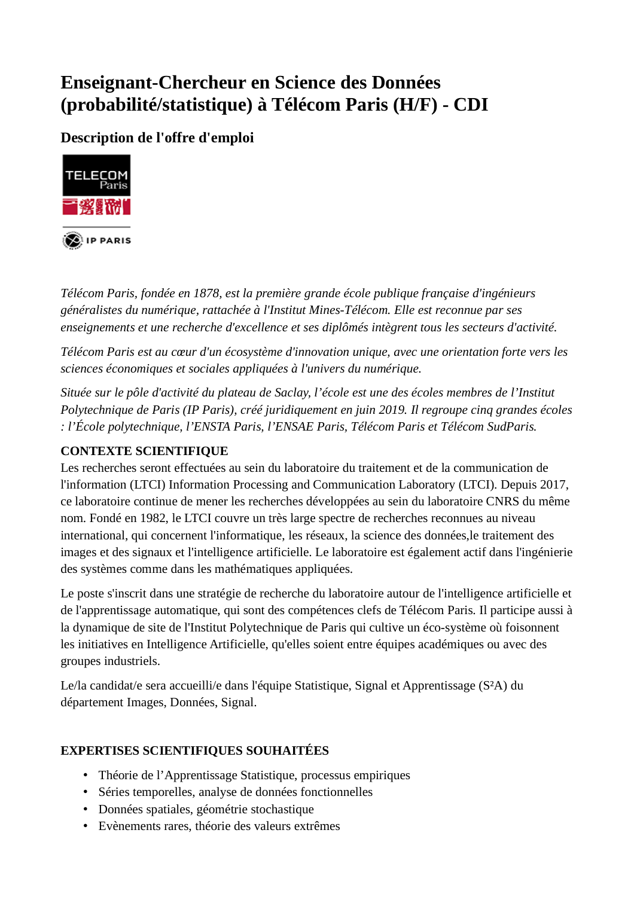# Enseignant-Chercheur en Science des Données (probabilité/statistique) à Télécom Paris (H/F) - CDI

## Description de l'offre d'emploi

*Télécom Paris, fondée en 1878, est la première grande école publique française d'ingénieurs généralistes du numérique, rattachée à l'Institut Mines-Télécom. Elle est reconnue par ses enseignements et une recherche d'excellence et ses diplômés intègrent tous les secteurs d'activité.*

*Télécom Paris est au cœur d'un écosystème d'innovation unique, avec une orientation forte vers les sciences économiques et sociales appliquées à l'univers du numérique.*

*Située sur le pôle d'activité du plateau de Saclay, l'école est une des écoles membres de l'Institut Polytechnique de Paris (IP Paris), créé juridiquement en juin 2019. Il regroupe cinq grandes écoles : l'École polytechnique, l'ENSTA Paris, l'ENSAE Paris, Télécom Paris et Télécom SudParis.*

**CONTEXTE SCIENTIFIQUE**

Les recherches seront effectuées au sein du laboratoire du traitement et de la communication de l'information (LTCI) Information Processing and Communication Laboratory (LTCI). Depuis 2017, ce laboratoire continue de mener les recherches développées au sein du laboratoire CNRS du même nom. Fondé en 1982, le LTCI couvre un très large spectre de recherches reconnues au niveau international, qui concernent l'informatique, les réseaux, la science des données,le traitement des images et des signaux et l'intelligence artificielle. Le laboratoire est également actif dans l'ingénierie des systèmes comme dans les mathématiques appliquées.

Le poste s'inscrit dans une stratégie de recherche du laboratoire autour de l'intelligence artificielle et de l'apprentissage automatique, qui sont des compétences clefs de Télécom Paris. Il participe aussi à la dynamique de site de l'Institut Polytechnique de Paris qui cultive un éco-système où foisonnent les initiatives en Intelligence Artificielle, qu'elles soient entre équipes académiques ou avec des groupes industriels.

Le/la candidat/e sera accueilli/e dans l'équipe Statistique, Signal et Apprentissage (S²A) du département Images, Données, Signal.

**EXPERTISES SCIENTIFIQUES SOUHAITÉES**

- Théorie de l'Apprentissage Statistique, processus empiriques
- Séries temporelles, analyse de données fonctionnelles
- Données spatiales, géométrie stochastique
- Evènements rares, théorie des valeurs extrêmes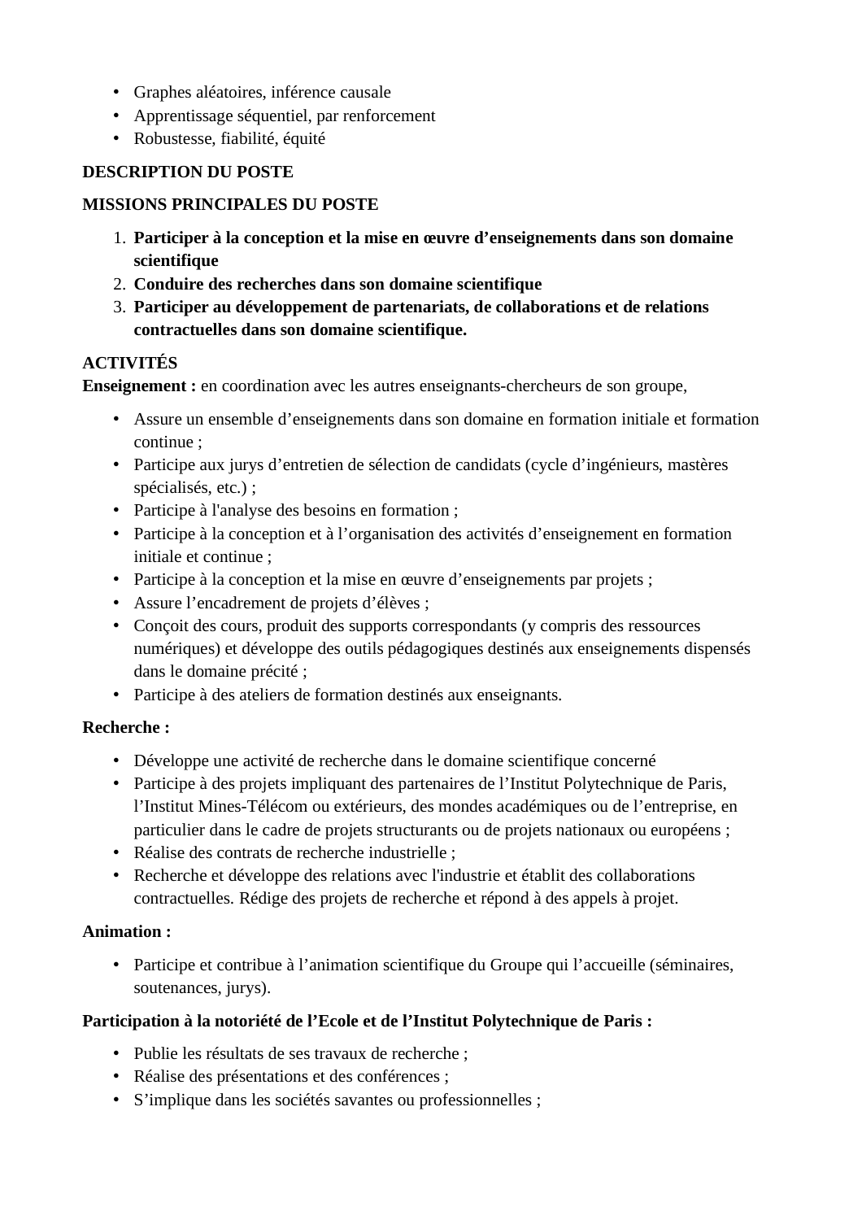- Graphes aléatoires, inférence causale
- Apprentissage séquentiel, par renforcement
- Robustesse, fiabilité, équité

**DESCRIPTION DU POSTE**

**MISSIONS PRINCIPALES DU POSTE**

1. **Participer à la conception et la mise en œuvre d’enseignements dans son domaine scientifique**
2. **Conduire des recherches dans son domaine scientifique**
3. **Participer au développement de partenariats, de collaborations et de relations contractuelles dans son domaine scientifique.**

**ACTIVITÉS**

**Enseignement :** en coordination avec les autres enseignants-chercheurs de son groupe,

- Assure un ensemble d’enseignements dans son domaine en formation initiale et formation continue ;
- Participe aux jurys d’entretien de sélection de candidats (cycle d’ingénieurs, mastères spécialisés, etc.) ;
- Participe à l'analyse des besoins en formation ;
- Participe à la conception et à l’organisation des activités d’enseignement en formation initiale et continue ;
- Participe à la conception et la mise en œuvre d’enseignements par projets ;
- Assure l’encadrement de projets d’élèves ;
- Conçoit des cours, produit des supports correspondants (y compris des ressources numériques) et développe des outils pédagogiques destinés aux enseignements dispensés dans le domaine précité ;
- Participe à des ateliers de formation destinés aux enseignants.

**Recherche :**

- Développe une activité de recherche dans le domaine scientifique concerné
- Participe à des projets impliquant des partenaires de l’Institut Polytechnique de Paris, l’Institut Mines-Télécom ou extérieurs, des mondes académiques ou de l’entreprise, en particulier dans le cadre de projets structurants ou de projets nationaux ou européens ;
- Réalise des contrats de recherche industrielle ;
- Recherche et développe des relations avec l'industrie et établit des collaborations contractuelles. Rédige des projets de recherche et répond à des appels à projet.

**Animation :**

- Participe et contribue à l’animation scientifique du Groupe qui l’accueille (séminaires, soutenances, jurys).

**Participation à la notoriété de l’Ecole et de l’Institut Polytechnique de Paris :**

- Publie les résultats de ses travaux de recherche ;
- Réalise des présentations et des conférences ;
- S’implique dans les sociétés savantes ou professionnelles ;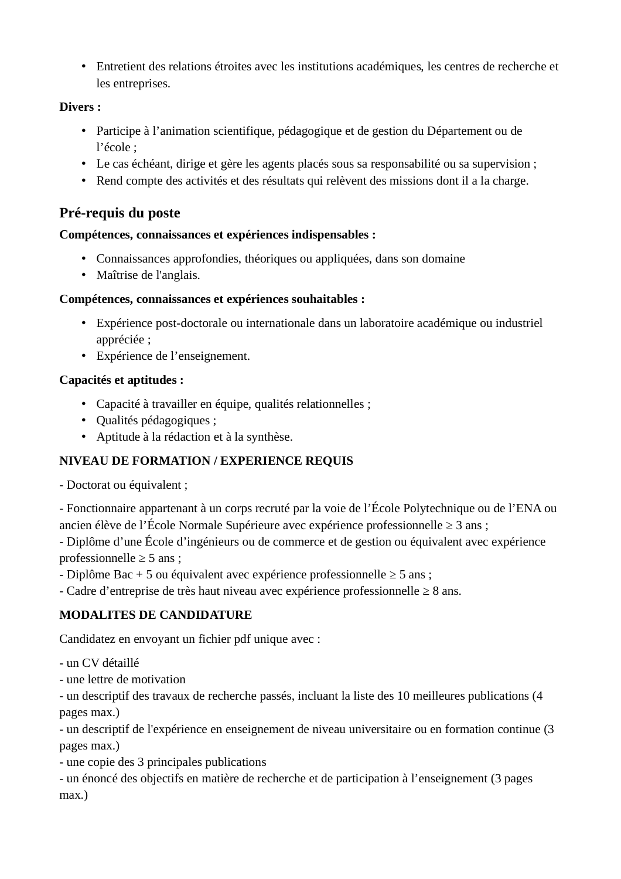- Entretient des relations étroites avec les institutions académiques, les centres de recherche et les entreprises.

**Divers :**

- Participe à l'animation scientifique, pédagogique et de gestion du Département ou de l'école ;
- Le cas échéant, dirige et gère les agents placés sous sa responsabilité ou sa supervision ;
- Rend compte des activités et des résultats qui relèvent des missions dont il a la charge.

## Pré-requis du poste

**Compétences, connaissances et expériences indispensables :**

- Connaissances approfondies, théoriques ou appliquées, dans son domaine
- Maîtrise de l'anglais.

**Compétences, connaissances et expériences souhaitables :**

- Expérience post-doctorale ou internationale dans un laboratoire académique ou industriel appréciée ;
- Expérience de l'enseignement.

**Capacités et aptitudes :**

- Capacité à travailler en équipe, qualités relationnelles ;
- Qualités pédagogiques ;
- Aptitude à la rédaction et à la synthèse.

**NIVEAU DE FORMATION / EXPERIENCE REQUIS**

- Doctorat ou équivalent ;

- Fonctionnaire appartenant à un corps recruté par la voie de l'École Polytechnique ou de l'ENA ou ancien élève de l'École Normale Supérieure avec expérience professionnelle ≥ 3 ans ;
- Diplôme d'une École d'ingénieurs ou de commerce et de gestion ou équivalent avec expérience professionnelle ≥ 5 ans ;
- Diplôme Bac + 5 ou équivalent avec expérience professionnelle ≥ 5 ans ;
- Cadre d'entreprise de très haut niveau avec expérience professionnelle ≥ 8 ans.

**MODALITES DE CANDIDATURE**

Candidatez en envoyant un fichier pdf unique avec :

- un CV détaillé
- une lettre de motivation
- un descriptif des travaux de recherche passés, incluant la liste des 10 meilleures publications (4 pages max.)
- un descriptif de l'expérience en enseignement de niveau universitaire ou en formation continue (3 pages max.)
- une copie des 3 principales publications
- un énoncé des objectifs en matière de recherche et de participation à l'enseignement (3 pages max.)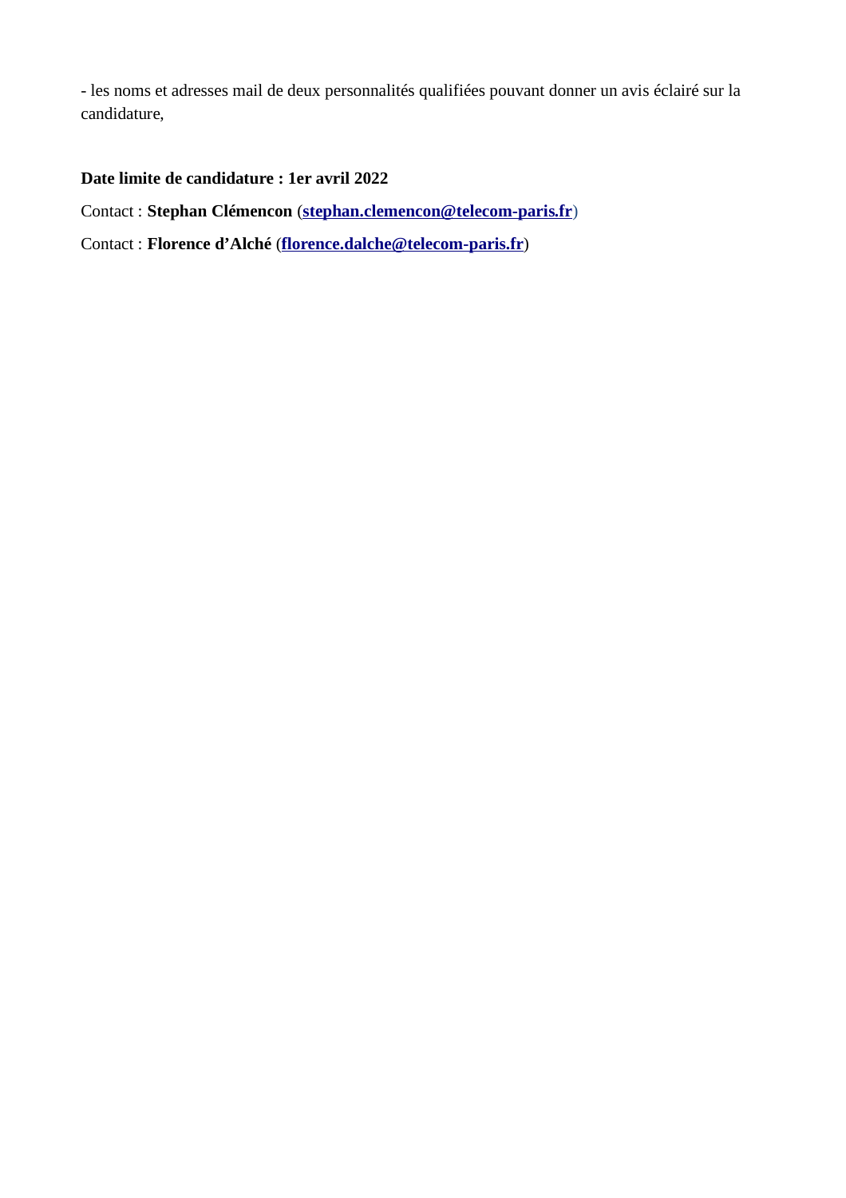- les noms et adresses mail de deux personnalités qualifiées pouvant donner un avis éclairé sur la candidature,

**Date limite de candidature : 1er avril 2022**

Contact : **Stephan Clémencon** (**stephan.clemencon@telecom-paris.fr**)

Contact : **Florence d'Alché** (**florence.dalche@telecom-paris.fr**)